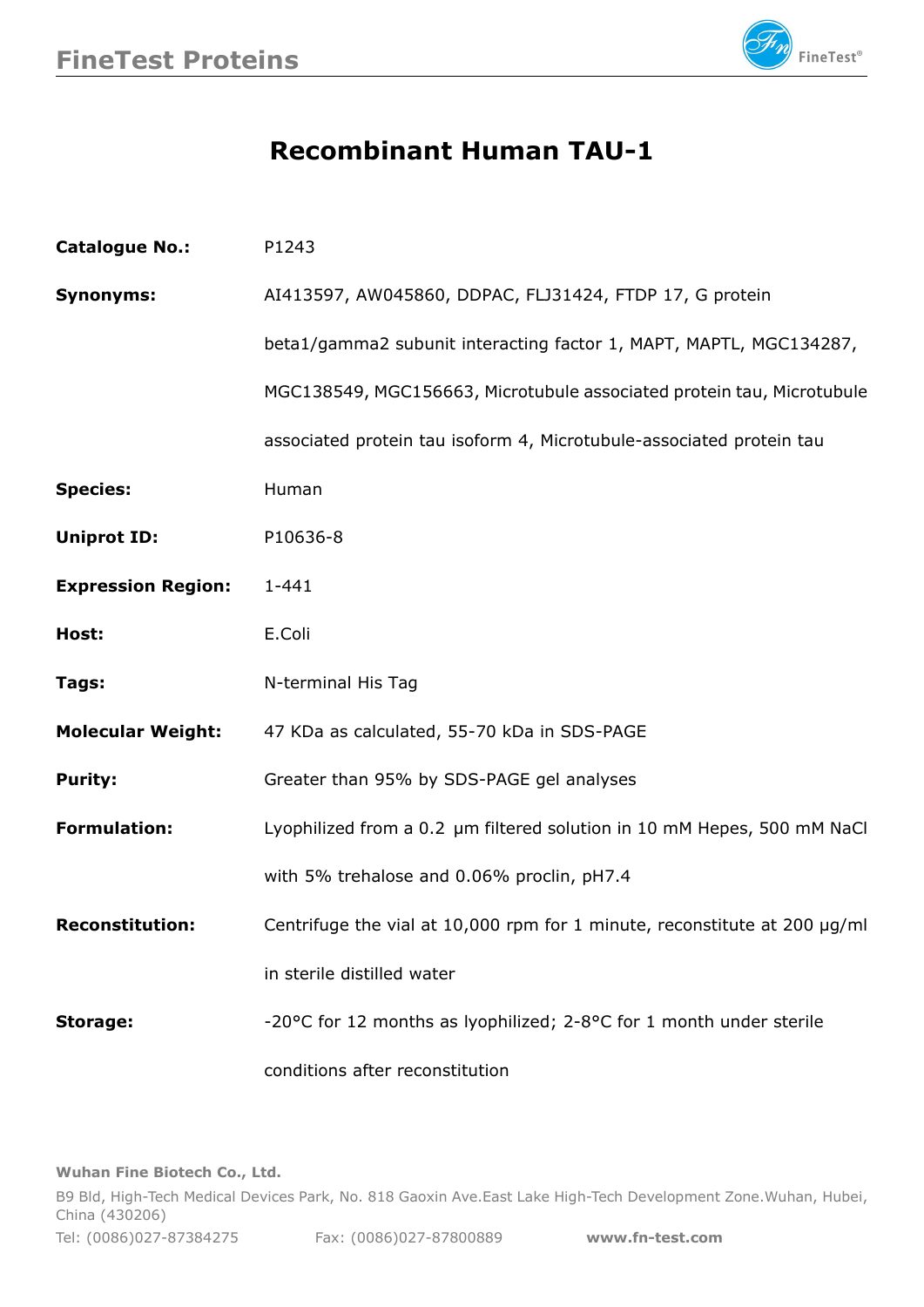# Recombinant Human TAU-1

**Catalogue No.:** P1243

**Synonyms:** AI413597, AW045860, DDPAC, FLJ31424, FTDP 17, G protein beta1/gamma2 subunit interacting factor 1, MAPT, MAPTL, MGC134287, MGC138549, MGC156663, Microtubule associated protein tau, Microtubule associated protein tau isoform 4, Microtubule-associated protein tau

**Species:** Human

**Uniprot ID:** P10636-8

**Expression Region:** 1-441

**Host:** E.Coli

**Tags:** N-terminal His Tag

**Molecular Weight:** 47 KDa as calculated, 55-70 kDa in SDS-PAGE

**Purity:** Greater than 95% by SDS-PAGE gel analyses

**Formulation:** Lyophilized from a 0.2 μm filtered solution in 10 mM Hepes, 500 mM NaCl with 5% trehalose and 0.06% proclin, pH7.4

**Reconstitution:** Centrifuge the vial at 10,000 rpm for 1 minute, reconstitute at 200 μg/ml in sterile distilled water

**Storage:** -20°C for 12 months as lyophilized; 2-8°C for 1 month under sterile conditions after reconstitution

**Wuhan Fine Biotech Co., Ltd.**

B9 Bld, High-Tech Medical Devices Park, No. 818 Gaoxin Ave.East Lake High-Tech Development Zone.Wuhan, Hubei, China (430206)

Tel: (0086)027-87384275 Fax: (0086)027-87800889 **www.fn-test.com**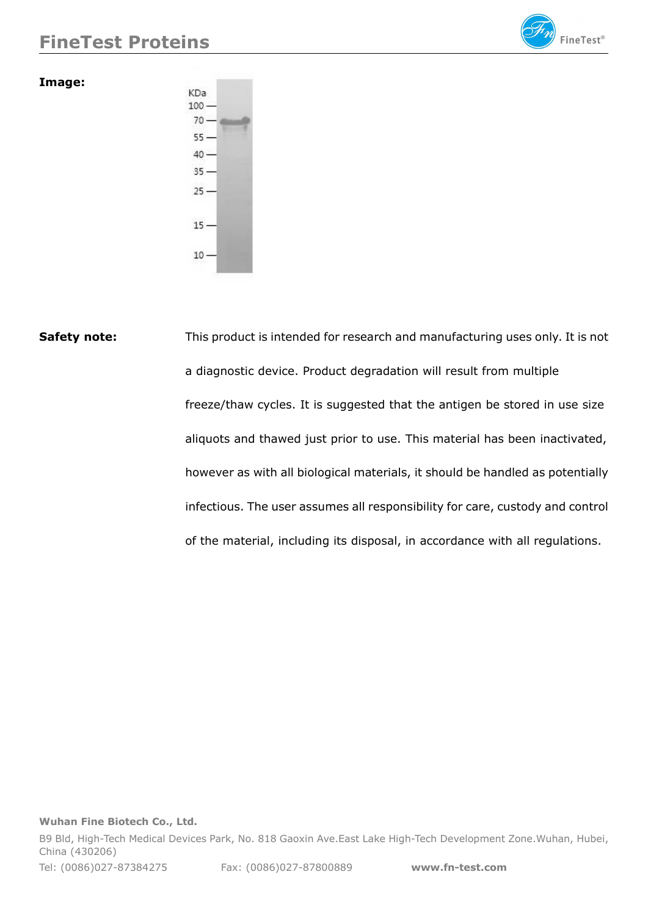**Image:**

KDa
100
70
55
40
35
25
15
10

**Safety note:** This product is intended for research and manufacturing uses only. It is not a diagnostic device. Product degradation will result from multiple freeze/thaw cycles. It is suggested that the antigen be stored in use size aliquots and thawed just prior to use. This material has been inactivated, however as with all biological materials, it should be handled as potentially infectious. The user assumes all responsibility for care, custody and control of the material, including its disposal, in accordance with all regulations.